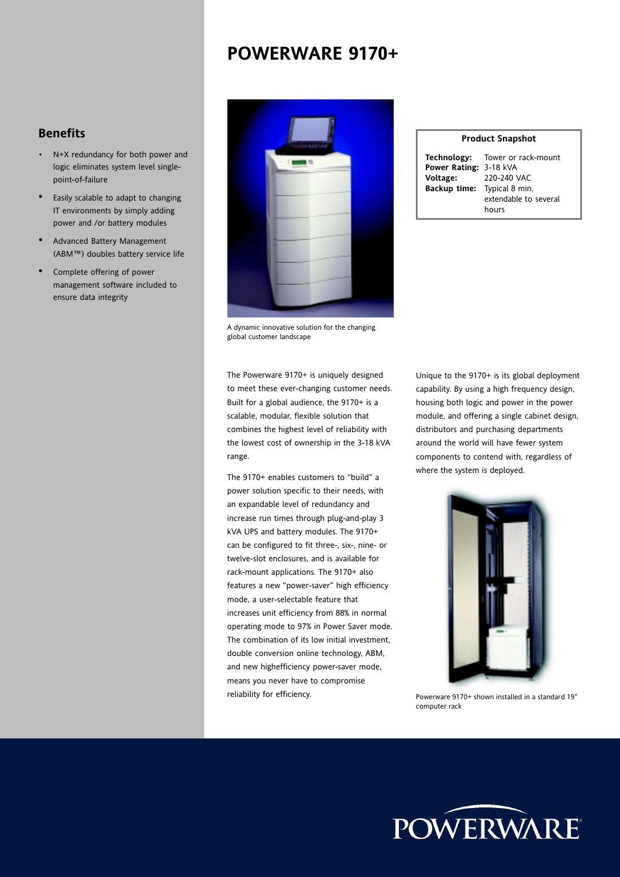# POWERWARE 9170+

## Benefits

- N+X redundancy for both power and logic eliminates system level single-point-of-failure
- Easily scalable to adapt to changing IT environments by simply adding power and /or battery modules
- Advanced Battery Management (ABM™) doubles battery service life
- Complete offering of power management software included to ensure data integrity

A dynamic innovative solution for the changing global customer landscape

| Product Snapshot | |
|---|---|
| **Technology:** | Tower or rack-mount |
| **Power Rating:** | 3-18 kVA |
| **Voltage:** | 220-240 VAC |
| **Backup time:** | Typical 8 min, extendable to several hours |

The Powerware 9170+ is uniquely designed to meet these ever-changing customer needs. Built for a global audience, the 9170+ is a scalable, modular, flexible solution that combines the highest level of reliability with the lowest cost of ownership in the 3-18 kVA range.

The 9170+ enables customers to “build” a power solution specific to their needs, with an expandable level of redundancy and increase run times through plug-and-play 3 kVA UPS and battery modules. The 9170+ can be configured to fit three-, six-, nine- or twelve-slot enclosures, and is available for rack-mount applications. The 9170+ also features a new “power-saver” high efficiency mode, a user-selectable feature that increases unit efficiency from 88% in normal operating mode to 97% in Power Saver mode. The combination of its low initial investment, double conversion online technology, ABM, and new highefficiency power-saver mode, means you never have to compromise reliability for efficiency.

Unique to the 9170+ is its global deployment capability. By using a high frequency design, housing both logic and power in the power module, and offering a single cabinet design, distributors and purchasing departments around the world will have fewer system components to contend with, regardless of where the system is deployed.

Powerware 9170+ shown installed in a standard 19" computer rack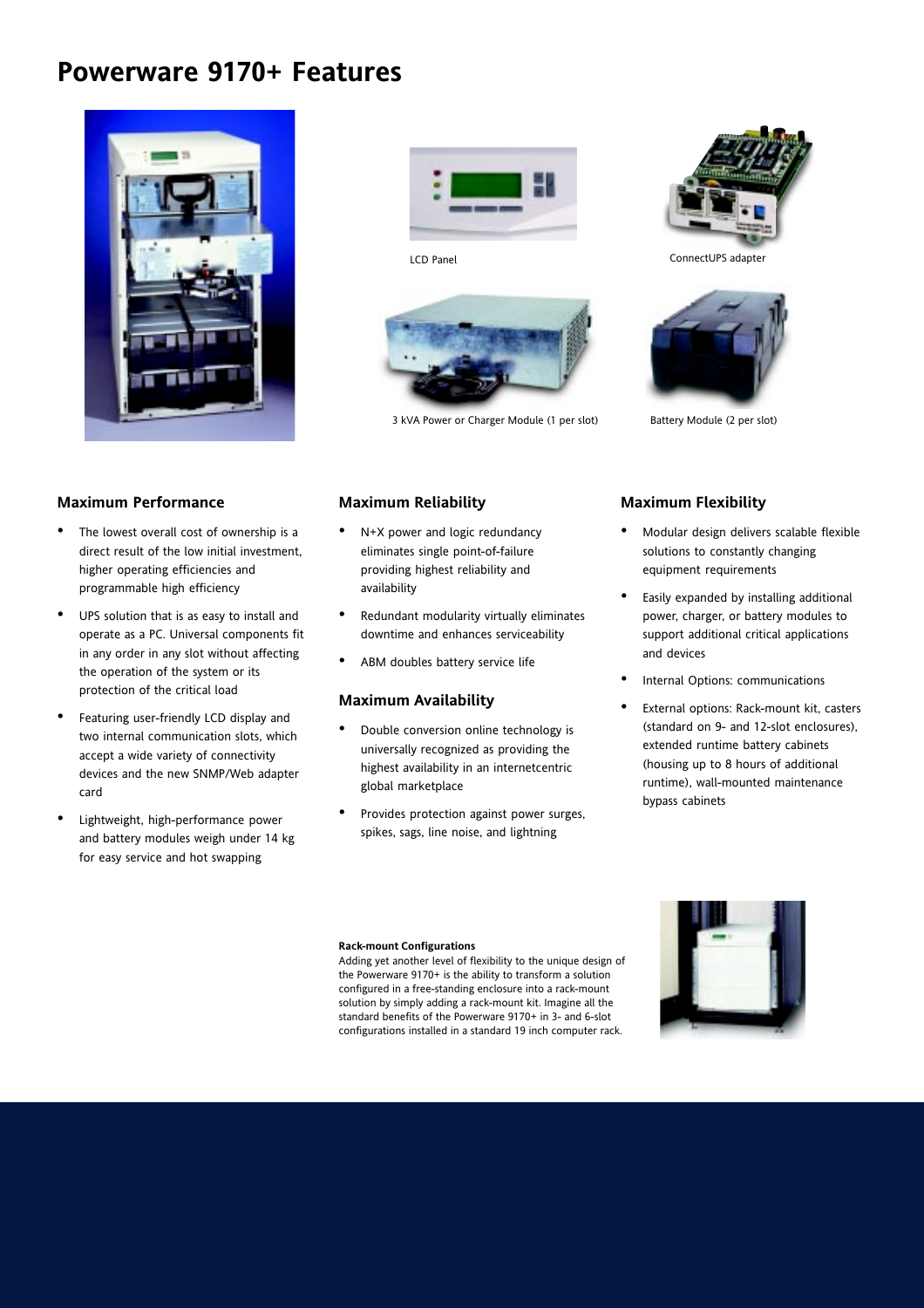# Powerware 9170+ Features

LCD Panel

ConnectUPS adapter

3 kVA Power or Charger Module (1 per slot)

Battery Module (2 per slot)

### Maximum Performance

- The lowest overall cost of ownership is a direct result of the low initial investment, higher operating efficiencies and programmable high efficiency
- UPS solution that is as easy to install and operate as a PC. Universal components fit in any order in any slot without affecting the operation of the system or its protection of the critical load
- Featuring user-friendly LCD display and two internal communication slots, which accept a wide variety of connectivity devices and the new SNMP/Web adapter card
- Lightweight, high-performance power and battery modules weigh under 14 kg for easy service and hot swapping

### Maximum Reliability

- N+X power and logic redundancy eliminates single point-of-failure providing highest reliability and availability
- Redundant modularity virtually eliminates downtime and enhances serviceability
- ABM doubles battery service life

### Maximum Availability

- Double conversion online technology is universally recognized as providing the highest availability in an internetcentric global marketplace
- Provides protection against power surges, spikes, sags, line noise, and lightning

### Maximum Flexibility

- Modular design delivers scalable flexible solutions to constantly changing equipment requirements
- Easily expanded by installing additional power, charger, or battery modules to support additional critical applications and devices
- Internal Options: communications
- External options: Rack-mount kit, casters (standard on 9- and 12-slot enclosures), extended runtime battery cabinets (housing up to 8 hours of additional runtime), wall-mounted maintenance bypass cabinets

**Rack-mount Configurations**

Adding yet another level of flexibility to the unique design of the Powerware 9170+ is the ability to transform a solution configured in a free-standing enclosure into a rack-mount solution by simply adding a rack-mount kit. Imagine all the standard benefits of the Powerware 9170+ in 3- and 6-slot configurations installed in a standard 19 inch computer rack.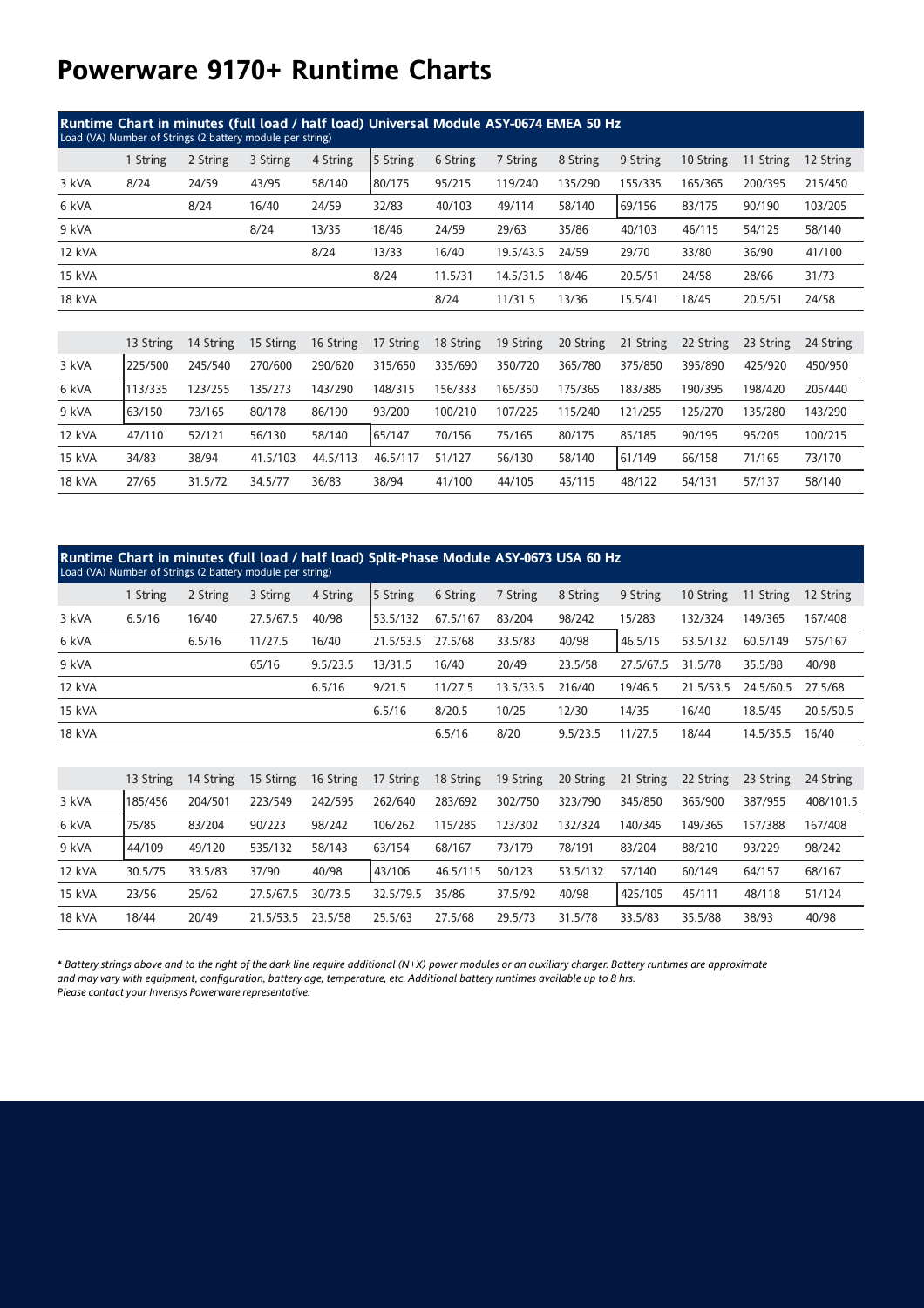# Powerware 9170+ Runtime Charts

**Runtime Chart in minutes (full load / half load) Universal Module ASY-0674 EMEA 50 Hz**
Load (VA) Number of Strings (2 battery module per string)

| | 1 String | 2 String | 3 Stirng | 4 String | 5 String | 6 String | 7 String | 8 String | 9 String | 10 String | 11 String | 12 String |
|---|---|---|---|---|---|---|---|---|---|---|---|---|
| 3 kVA | 8/24 | 24/59 | 43/95 | 58/140 | 80/175 | 95/215 | 119/240 | 135/290 | 155/335 | 165/365 | 200/395 | 215/450 |
| 6 kVA | | 8/24 | 16/40 | 24/59 | 32/83 | 40/103 | 49/114 | 58/140 | 69/156 | 83/175 | 90/190 | 103/205 |
| 9 kVA | | | 8/24 | 13/35 | 18/46 | 24/59 | 29/63 | 35/86 | 40/103 | 46/115 | 54/125 | 58/140 |
| 12 kVA | | | | 8/24 | 13/33 | 16/40 | 19.5/43.5 | 24/59 | 29/70 | 33/80 | 36/90 | 41/100 |
| 15 kVA | | | | | 8/24 | 11.5/31 | 14.5/31.5 | 18/46 | 20.5/51 | 24/58 | 28/66 | 31/73 |
| 18 kVA | | | | | | 8/24 | 11/31.5 | 13/36 | 15.5/41 | 18/45 | 20.5/51 | 24/58 |

| | 13 String | 14 String | 15 Stirng | 16 String | 17 String | 18 String | 19 String | 20 String | 21 String | 22 String | 23 String | 24 String |
|---|---|---|---|---|---|---|---|---|---|---|---|---|
| 3 kVA | 225/500 | 245/540 | 270/600 | 290/620 | 315/650 | 335/690 | 350/720 | 365/780 | 375/850 | 395/890 | 425/920 | 450/950 |
| 6 kVA | 113/335 | 123/255 | 135/273 | 143/290 | 148/315 | 156/333 | 165/350 | 175/365 | 183/385 | 190/395 | 198/420 | 205/440 |
| 9 kVA | 63/150 | 73/165 | 80/178 | 86/190 | 93/200 | 100/210 | 107/225 | 115/240 | 121/255 | 125/270 | 135/280 | 143/290 |
| 12 kVA | 47/110 | 52/121 | 56/130 | 58/140 | 65/147 | 70/156 | 75/165 | 80/175 | 85/185 | 90/195 | 95/205 | 100/215 |
| 15 kVA | 34/83 | 38/94 | 41.5/103 | 44.5/113 | 46.5/117 | 51/127 | 56/130 | 58/140 | 61/149 | 66/158 | 71/165 | 73/170 |
| 18 kVA | 27/65 | 31.5/72 | 34.5/77 | 36/83 | 38/94 | 41/100 | 44/105 | 45/115 | 48/122 | 54/131 | 57/137 | 58/140 |

**Runtime Chart in minutes (full load / half load) Split-Phase Module ASY-0673 USA 60 Hz**
Load (VA) Number of Strings (2 battery module per string)

| | 1 String | 2 String | 3 Stirng | 4 String | 5 String | 6 String | 7 String | 8 String | 9 String | 10 String | 11 String | 12 String |
|---|---|---|---|---|---|---|---|---|---|---|---|---|
| 3 kVA | 6.5/16 | 16/40 | 27.5/67.5 | 40/98 | 53.5/132 | 67.5/167 | 83/204 | 98/242 | 15/283 | 132/324 | 149/365 | 167/408 |
| 6 kVA | | 6.5/16 | 11/27.5 | 16/40 | 21.5/53.5 | 27.5/68 | 33.5/83 | 40/98 | 46.5/15 | 53.5/132 | 60.5/149 | 575/167 |
| 9 kVA | | | 65/16 | 9.5/23.5 | 13/31.5 | 16/40 | 20/49 | 23.5/58 | 27.5/67.5 | 31.5/78 | 35.5/88 | 40/98 |
| 12 kVA | | | | 6.5/16 | 9/21.5 | 11/27.5 | 13.5/33.5 | 216/40 | 19/46.5 | 21.5/53.5 | 24.5/60.5 | 27.5/68 |
| 15 kVA | | | | | 6.5/16 | 8/20.5 | 10/25 | 12/30 | 14/35 | 16/40 | 18.5/45 | 20.5/50.5 |
| 18 kVA | | | | | | 6.5/16 | 8/20 | 9.5/23.5 | 11/27.5 | 18/44 | 14.5/35.5 | 16/40 |

| | 13 String | 14 String | 15 Stirng | 16 String | 17 String | 18 String | 19 String | 20 String | 21 String | 22 String | 23 String | 24 String |
|---|---|---|---|---|---|---|---|---|---|---|---|---|
| 3 kVA | 185/456 | 204/501 | 223/549 | 242/595 | 262/640 | 283/692 | 302/750 | 323/790 | 345/850 | 365/900 | 387/955 | 408/101.5 |
| 6 kVA | 75/85 | 83/204 | 90/223 | 98/242 | 106/262 | 115/285 | 123/302 | 132/324 | 140/345 | 149/365 | 157/388 | 167/408 |
| 9 kVA | 44/109 | 49/120 | 535/132 | 58/143 | 63/154 | 68/167 | 73/179 | 78/191 | 83/204 | 88/210 | 93/229 | 98/242 |
| 12 kVA | 30.5/75 | 33.5/83 | 37/90 | 40/98 | 43/106 | 46.5/115 | 50/123 | 53.5/132 | 57/140 | 60/149 | 64/157 | 68/167 |
| 15 kVA | 23/56 | 25/62 | 27.5/67.5 | 30/73.5 | 32.5/79.5 | 35/86 | 37.5/92 | 40/98 | 425/105 | 45/111 | 48/118 | 51/124 |
| 18 kVA | 18/44 | 20/49 | 21.5/53.5 | 23.5/58 | 25.5/63 | 27.5/68 | 29.5/73 | 31.5/78 | 33.5/83 | 35.5/88 | 38/93 | 40/98 |

*\* Battery strings above and to the right of the dark line require additional (N+X) power modules or an auxiliary charger. Battery runtimes are approximate and may vary with equipment, configuration, battery age, temperature, etc. Additional battery runtimes available up to 8 hrs. Please contact your Invensys Powerware representative.*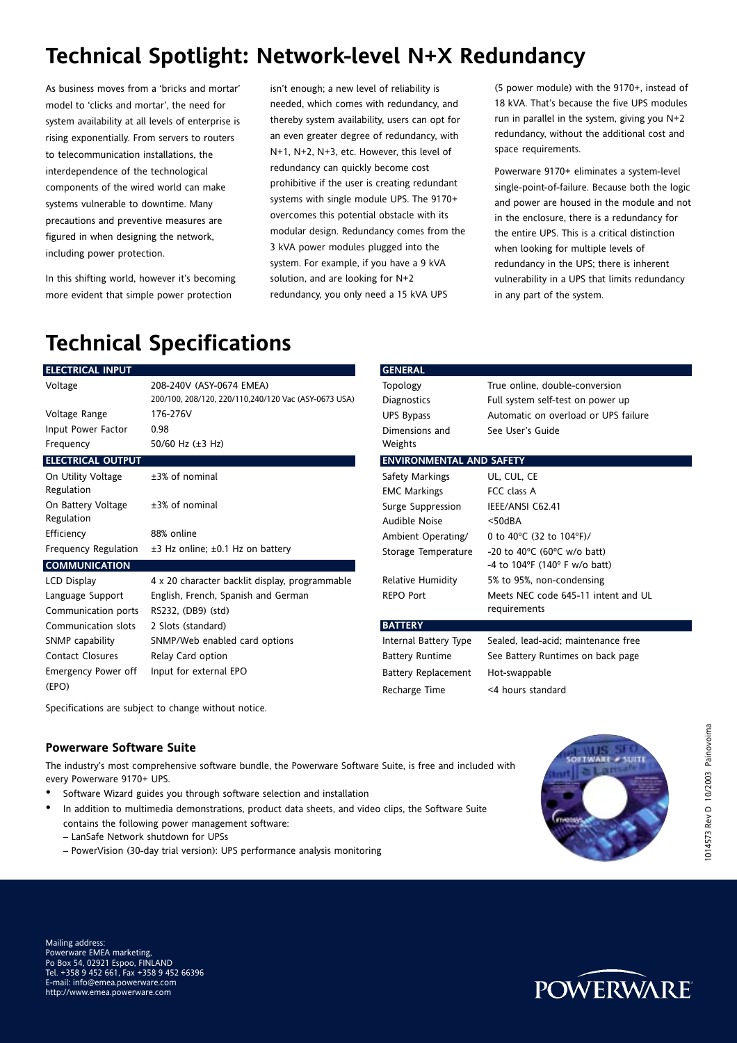# Technical Spotlight: Network-level N+X Redundancy

As business moves from a 'bricks and mortar' model to 'clicks and mortar', the need for system availability at all levels of enterprise is rising exponentially. From servers to routers to telecommunication installations, the interdependence of the technological components of the wired world can make systems vulnerable to downtime. Many precautions and preventive measures are figured in when designing the network, including power protection.

In this shifting world, however it's becoming more evident that simple power protection isn't enough; a new level of reliability is needed, which comes with redundancy, and thereby system availability, users can opt for an even greater degree of redundancy, with N+1, N+2, N+3, etc. However, this level of redundancy can quickly become cost prohibitive if the user is creating redundant systems with single module UPS. The 9170+ overcomes this potential obstacle with its modular design. Redundancy comes from the 3 kVA power modules plugged into the system. For example, if you have a 9 kVA solution, and are looking for N+2 redundancy, you only need a 15 kVA UPS (5 power module) with the 9170+, instead of 18 kVA. That's because the five UPS modules run in parallel in the system, giving you N+2 redundancy, without the additional cost and space requirements.

Powerware 9170+ eliminates a system-level single-point-of-failure. Because both the logic and power are housed in the module and not in the enclosure, there is a redundancy for the entire UPS. This is a critical distinction when looking for multiple levels of redundancy in the UPS; there is inherent vulnerability in a UPS that limits redundancy in any part of the system.

# Technical Specifications

| **ELECTRICAL INPUT** | |
|---|---|
| Voltage | 208-240V (ASY-0674 EMEA)<br>200/100, 208/120, 220/110,240/120 Vac (ASY-0673 USA) |
| Voltage Range | 176-276V |
| Input Power Factor | 0.98 |
| Frequency | 50/60 Hz (±3 Hz) |
| **ELECTRICAL OUTPUT** | |
| On Utility Voltage Regulation | ±3% of nominal |
| On Battery Voltage Regulation | ±3% of nominal |
| Efficiency | 88% online |
| Frequency Regulation | ±3 Hz online; ±0.1 Hz on battery |
| **COMMUNICATION** | |
| LCD Display | 4 x 20 character backlit display, programmable |
| Language Support | English, French, Spanish and German |
| Communication ports | RS232, (DB9) (std) |
| Communication slots | 2 Slots (standard) |
| SNMP capability | SNMP/Web enabled card options |
| Contact Closures | Relay Card option |
| Emergency Power off (EPO) | Input for external EPO |

| **GENERAL** | |
|---|---|
| Topology | True online, double-conversion |
| Diagnostics | Full system self-test on power up |
| UPS Bypass | Automatic on overload or UPS failure |
| Dimensions and Weights | See User's Guide |
| **ENVIRONMENTAL AND SAFETY** | |
| Safety Markings | UL, CUL, CE |
| EMC Markings | FCC class A |
| Surge Suppression | IEEE/ANSI C62.41 |
| Audible Noise | <50dBA |
| Ambient Operating/ Storage Temperature | 0 to 40ºC (32 to 104ºF)/<br>-20 to 40ºC (60ºC w/o batt)<br>-4 to 104ºF (140º F w/o batt) |
| Relative Humidity | 5% to 95%, non-condensing |
| REPO Port | Meets NEC code 645-11 intent and UL requirements |
| **BATTERY** | |
| Internal Battery Type | Sealed, lead-acid; maintenance free |
| Battery Runtime | See Battery Runtimes on back page |
| Battery Replacement | Hot-swappable |
| Recharge Time | <4 hours standard |

Specifications are subject to change without notice.

### Powerware Software Suite

The industry's most comprehensive software bundle, the Powerware Software Suite, is free and included with every Powerware 9170+ UPS.

- Software Wizard guides you through software selection and installation
- In addition to multimedia demonstrations, product data sheets, and video clips, the Software Suite contains the following power management software:
  – LanSafe Network shutdown for UPSs
  – PowerVision (30-day trial version): UPS performance analysis monitoring

1014573 Rev D 10/2003 Painovoima

Mailing address:
Powerware EMEA marketing,
Po Box 54, 02921 Espoo, FINLAND
Tel. +358 9 452 661, Fax +358 9 452 66396
E-mail: info@emea.powerware.com
http://www.emea.powerware.com

POWERWARE